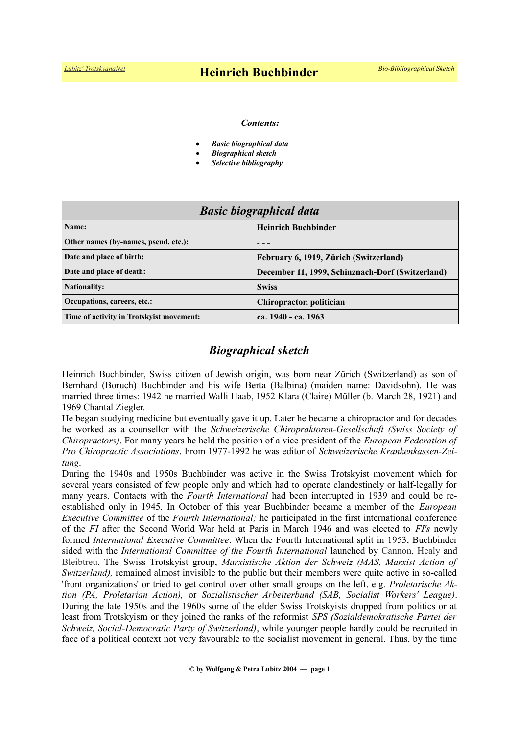# Heinrich Buchbinder

*Contents:*

- ***Basic biographical data***
- ***Biographical sketch***
- ***Selective bibliography***

| *Basic biographical data* | |
|---|---|
| **Name:** | **Heinrich Buchbinder** |
| **Other names (by-names, pseud. etc.):** | **- - -** |
| **Date and place of birth:** | **February 6, 1919, Zürich (Switzerland)** |
| **Date and place of death:** | **December 11, 1999, Schinznach-Dorf (Switzerland)** |
| **Nationality:** | **Swiss** |
| **Occupations, careers, etc.:** | **Chiropractor, politician** |
| **Time of activity in Trotskyist movement:** | **ca. 1940 - ca. 1963** |

## *Biographical sketch*

Heinrich Buchbinder, Swiss citizen of Jewish origin, was born near Zürich (Switzerland) as son of Bernhard (Boruch) Buchbinder and his wife Berta (Balbina) (maiden name: Davidsohn). He was married three times: 1942 he married Walli Haab, 1952 Klara (Claire) Müller (b. March 28, 1921) and 1969 Chantal Ziegler.

He began studying medicine but eventually gave it up. Later he became a chiropractor and for decades he worked as a counsellor with the *Schweizerische Chiropraktoren-Gesellschaft (Swiss Society of Chiropractors)*. For many years he held the position of a vice president of the *European Federation of Pro Chiropractic Associations*. From 1977-1992 he was editor of *Schweizerische Krankenkassen-Zeitung*.

During the 1940s and 1950s Buchbinder was active in the Swiss Trotskyist movement which for several years consisted of few people only and which had to operate clandestinely or half-legally for many years. Contacts with the *Fourth International* had been interrupted in 1939 and could be re-established only in 1945. In October of this year Buchbinder became a member of the *European Executive Committee* of the *Fourth International;* he participated in the first international conference of the *FI* after the Second World War held at Paris in March 1946 and was elected to *FI's* newly formed *International Executive Committee*. When the Fourth International split in 1953, Buchbinder sided with the *International Committee of the Fourth International* launched by Cannon, Healy and Bleibtreu. The Swiss Trotskyist group, *Marxistische Aktion der Schweiz (MAS, Marxist Action of Switzerland),* remained almost invisible to the public but their members were quite active in so-called 'front organizations' or tried to get control over other small groups on the left, e.g. *Proletarische Aktion (PA, Proletarian Action),* or *Sozialistischer Arbeiterbund (SAB, Socialist Workers' League)*. During the late 1950s and the 1960s some of the elder Swiss Trotskyists dropped from politics or at least from Trotskyism or they joined the ranks of the reformist *SPS (Sozialdemokratische Partei der Schweiz, Social-Democratic Party of Switzerland)*, while younger people hardly could be recruited in face of a political context not very favourable to the socialist movement in general. Thus, by the time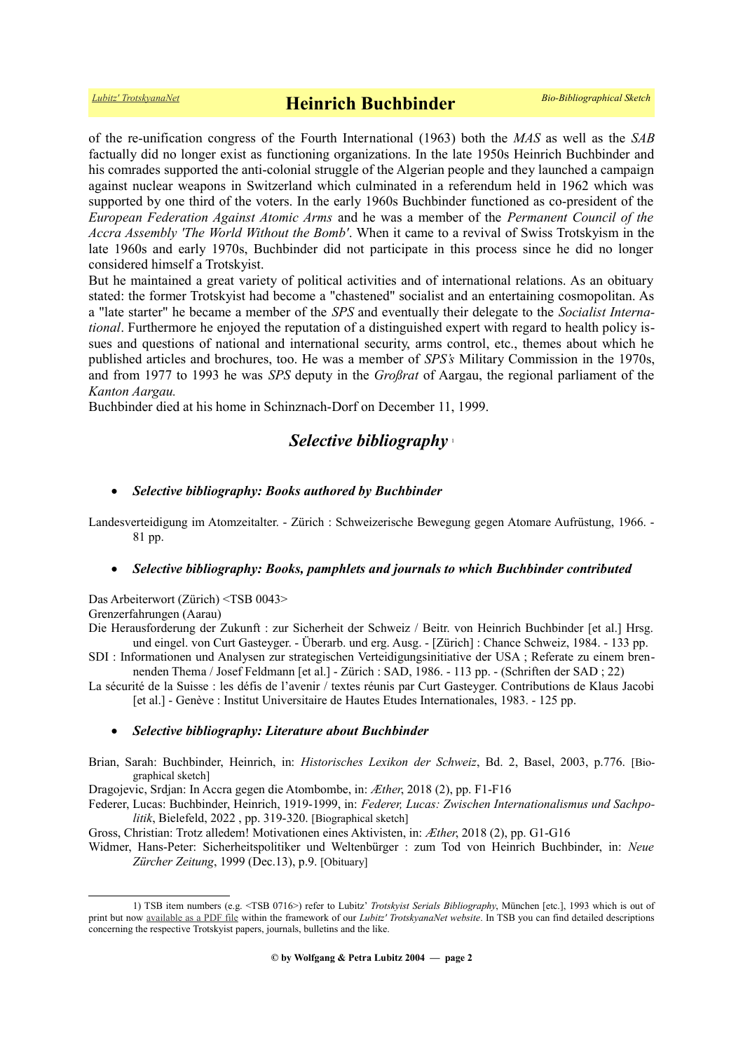of the re-unification congress of the Fourth International (1963) both the *MAS* as well as the *SAB* factually did no longer exist as functioning organizations. In the late 1950s Heinrich Buchbinder and his comrades supported the anti-colonial struggle of the Algerian people and they launched a campaign against nuclear weapons in Switzerland which culminated in a referendum held in 1962 which was supported by one third of the voters. In the early 1960s Buchbinder functioned as co-president of the *European Federation Against Atomic Arms* and he was a member of the *Permanent Council of the Accra Assembly 'The World Without the Bomb'*. When it came to a revival of Swiss Trotskyism in the late 1960s and early 1970s, Buchbinder did not participate in this process since he did no longer considered himself a Trotskyist.

But he maintained a great variety of political activities and of international relations. As an obituary stated: the former Trotskyist had become a "chastened" socialist and an entertaining cosmopolitan. As a "late starter" he became a member of the *SPS* and eventually their delegate to the *Socialist International*. Furthermore he enjoyed the reputation of a distinguished expert with regard to health policy issues and questions of national and international security, arms control, etc., themes about which he published articles and brochures, too. He was a member of *SPS's* Military Commission in the 1970s, and from 1977 to 1993 he was *SPS* deputy in the *Großrat* of Aargau, the regional parliament of the *Kanton Aargau.*

Buchbinder died at his home in Schinznach-Dorf on December 11, 1999.

## *Selective bibliography* [1]

- ***Selective bibliography: Books authored by Buchbinder***

Landesverteidigung im Atomzeitalter. - Zürich : Schweizerische Bewegung gegen Atomare Aufrüstung, 1966. - 81 pp.

- ***Selective bibliography: Books, pamphlets and journals to which Buchbinder contributed***

Das Arbeiterwort (Zürich) <TSB 0043>

Grenzerfahrungen (Aarau)

Die Herausforderung der Zukunft : zur Sicherheit der Schweiz / Beitr. von Heinrich Buchbinder [et al.] Hrsg. und eingel. von Curt Gasteyger. - Überarb. und erg. Ausg. - [Zürich] : Chance Schweiz, 1984. - 133 pp.

SDI : Informationen und Analysen zur strategischen Verteidigungsinitiative der USA ; Referate zu einem brennenden Thema / Josef Feldmann [et al.] - Zürich : SAD, 1986. - 113 pp. - (Schriften der SAD ; 22)

La sécurité de la Suisse : les défis de l'avenir / textes réunis par Curt Gasteyger. Contributions de Klaus Jacobi [et al.] - Genève : Institut Universitaire de Hautes Etudes Internationales, 1983. - 125 pp.

- ***Selective bibliography: Literature about Buchbinder***

Brian, Sarah: Buchbinder, Heinrich, in: *Historisches Lexikon der Schweiz*, Bd. 2, Basel, 2003, p.776. [Biographical sketch]

Dragojevic, Srdjan: In Accra gegen die Atombombe, in: *Æther*, 2018 (2), pp. F1-F16

Federer, Lucas: Buchbinder, Heinrich, 1919-1999, in: *Federer, Lucas: Zwischen Internationalismus und Sachpolitik*, Bielefeld, 2022 , pp. 319-320. [Biographical sketch]

Gross, Christian: Trotz alledem! Motivationen eines Aktivisten, in: *Æther*, 2018 (2), pp. G1-G16

Widmer, Hans-Peter: Sicherheitspolitiker und Weltenbürger : zum Tod von Heinrich Buchbinder, in: *Neue Zürcher Zeitung*, 1999 (Dec.13), p.9. [Obituary]

---

1) TSB item numbers (e.g. <TSB 0716>) refer to Lubitz' *Trotskyist Serials Bibliography*, München [etc.], 1993 which is out of print but now available as a PDF file within the framework of our *Lubitz' TrotskyanaNet website*. In TSB you can find detailed descriptions concerning the respective Trotskyist papers, journals, bulletins and the like.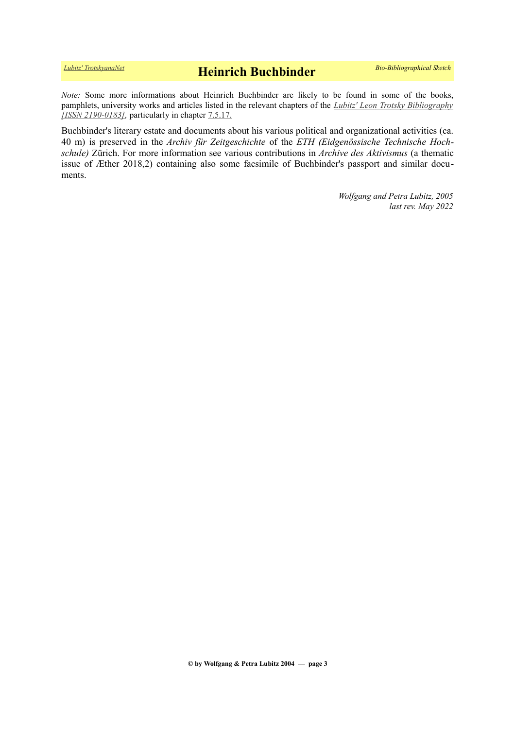*Note:* Some more informations about Heinrich Buchbinder are likely to be found in some of the books, pamphlets, university works and articles listed in the relevant chapters of the *Lubitz' Leon Trotsky Bibliography [ISSN 2190-0183],* particularly in chapter 7.5.17.

Buchbinder's literary estate and documents about his various political and organizational activities (ca. 40 m) is preserved in the *Archiv für Zeitgeschichte* of the *ETH (Eidgenössische Technische Hochschule)* Zürich. For more information see various contributions in *Archive des Aktivismus* (a thematic issue of Æther 2018,2) containing also some facsimile of Buchbinder's passport and similar documents.

*Wolfgang and Petra Lubitz, 2005*
*last rev. May 2022*